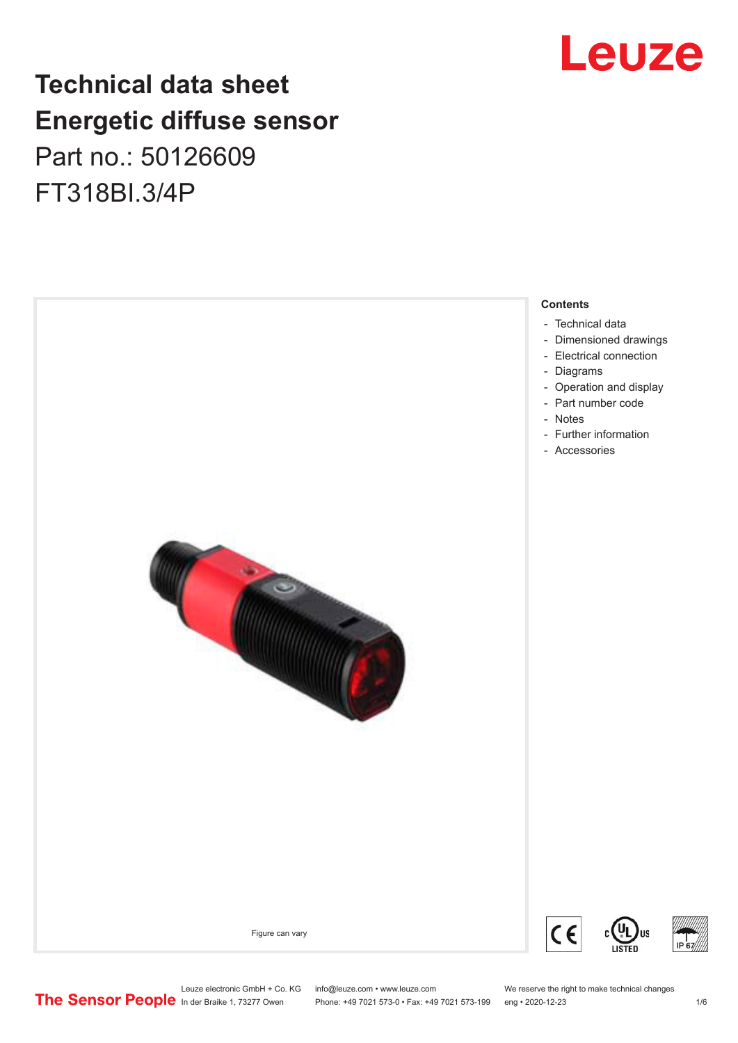# Technical data sheet
# Energetic diffuse sensor

Part no.: 50126609

FT318BI.3/4P

Figure can vary

**Contents**

- Technical data
- Dimensioned drawings
- Electrical connection
- Diagrams
- Operation and display
- Part number code
- Notes
- Further information
- Accessories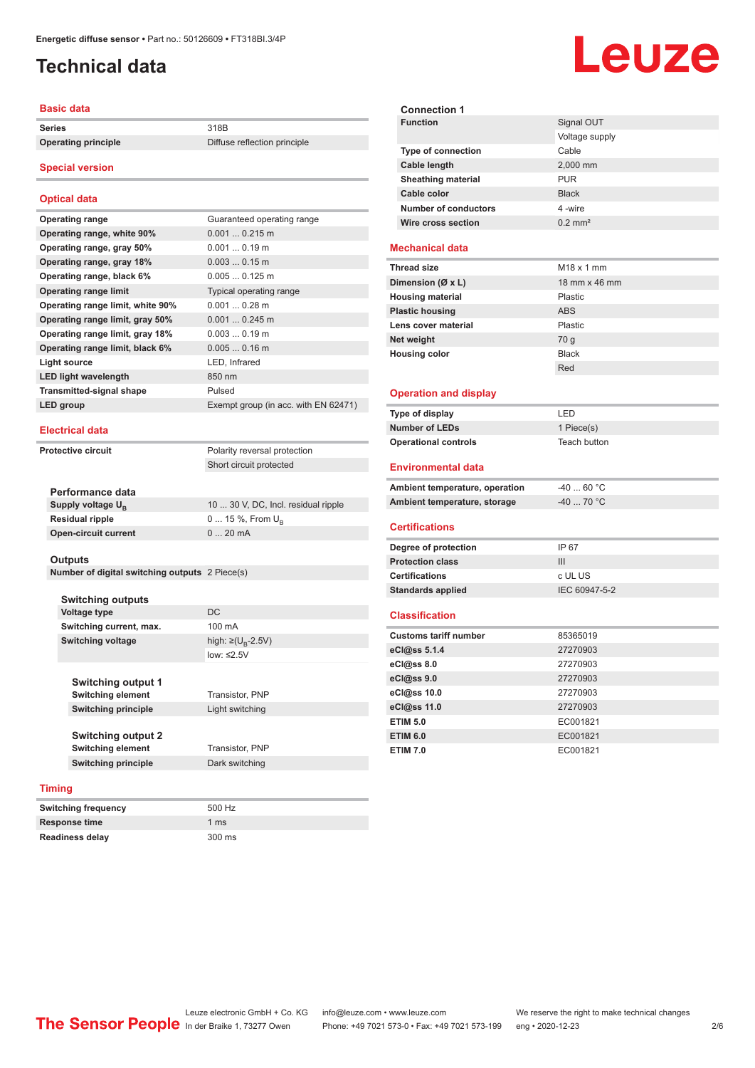Energetic diffuse sensor • Part no.: 50126609 • FT318BI.3/4P

# Technical data

## Basic data

| | |
|---|---|
| Series | 318B |
| Operating principle | Diffuse reflection principle |

## Special version

## Optical data

| | |
|---|---|
| Operating range | Guaranteed operating range |
| Operating range, white 90% | 0.001 ... 0.215 m |
| Operating range, gray 50% | 0.001 ... 0.19 m |
| Operating range, gray 18% | 0.003 ... 0.15 m |
| Operating range, black 6% | 0.005 ... 0.125 m |
| Operating range limit | Typical operating range |
| Operating range limit, white 90% | 0.001 ... 0.28 m |
| Operating range limit, gray 50% | 0.001 ... 0.245 m |
| Operating range limit, gray 18% | 0.003 ... 0.19 m |
| Operating range limit, black 6% | 0.005 ... 0.16 m |
| Light source | LED, Infrared |
| LED light wavelength | 850 nm |
| Transmitted-signal shape | Pulsed |
| LED group | Exempt group (in acc. with EN 62471) |

## Electrical data

| | |
|---|---|
| Protective circuit | Polarity reversal protection |
| | Short circuit protected |

### Performance data

| | |
|---|---|
| Supply voltage $U_B$ | 10 ... 30 V, DC, Incl. residual ripple |
| Residual ripple | 0 ... 15 %, From $U_B$ |
| Open-circuit current | 0 ... 20 mA |

### Outputs

| | |
|---|---|
| Number of digital switching outputs | 2 Piece(s) |

#### Switching outputs

| | |
|---|---|
| Voltage type | DC |
| Switching current, max. | 100 mA |
| Switching voltage | high: ≥($U_B$-2.5V) |
| | low: ≤2.5V |

#### Switching output 1

| | |
|---|---|
| Switching element | Transistor, PNP |
| Switching principle | Light switching |

#### Switching output 2

| | |
|---|---|
| Switching element | Transistor, PNP |
| Switching principle | Dark switching |

## Timing

| | |
|---|---|
| Switching frequency | 500 Hz |
| Response time | 1 ms |
| Readiness delay | 300 ms |

### Connection 1

| | |
|---|---|
| Function | Signal OUT |
| | Voltage supply |
| Type of connection | Cable |
| Cable length | 2,000 mm |
| Sheathing material | PUR |
| Cable color | Black |
| Number of conductors | 4 -wire |
| Wire cross section | 0.2 mm² |

## Mechanical data

| | |
|---|---|
| Thread size | M18 x 1 mm |
| Dimension (Ø x L) | 18 mm x 46 mm |
| Housing material | Plastic |
| Plastic housing | ABS |
| Lens cover material | Plastic |
| Net weight | 70 g |
| Housing color | Black |
| | Red |

## Operation and display

| | |
|---|---|
| Type of display | LED |
| Number of LEDs | 1 Piece(s) |
| Operational controls | Teach button |

## Environmental data

| | |
|---|---|
| Ambient temperature, operation | -40 ... 60 °C |
| Ambient temperature, storage | -40 ... 70 °C |

## Certifications

| | |
|---|---|
| Degree of protection | IP 67 |
| Protection class | III |
| Certifications | c UL US |
| Standards applied | IEC 60947-5-2 |

## Classification

| | |
|---|---|
| Customs tariff number | 85365019 |
| eCl@ss 5.1.4 | 27270903 |
| eCl@ss 8.0 | 27270903 |
| eCl@ss 9.0 | 27270903 |
| eCl@ss 10.0 | 27270903 |
| eCl@ss 11.0 | 27270903 |
| ETIM 5.0 | EC001821 |
| ETIM 6.0 | EC001821 |
| ETIM 7.0 | EC001821 |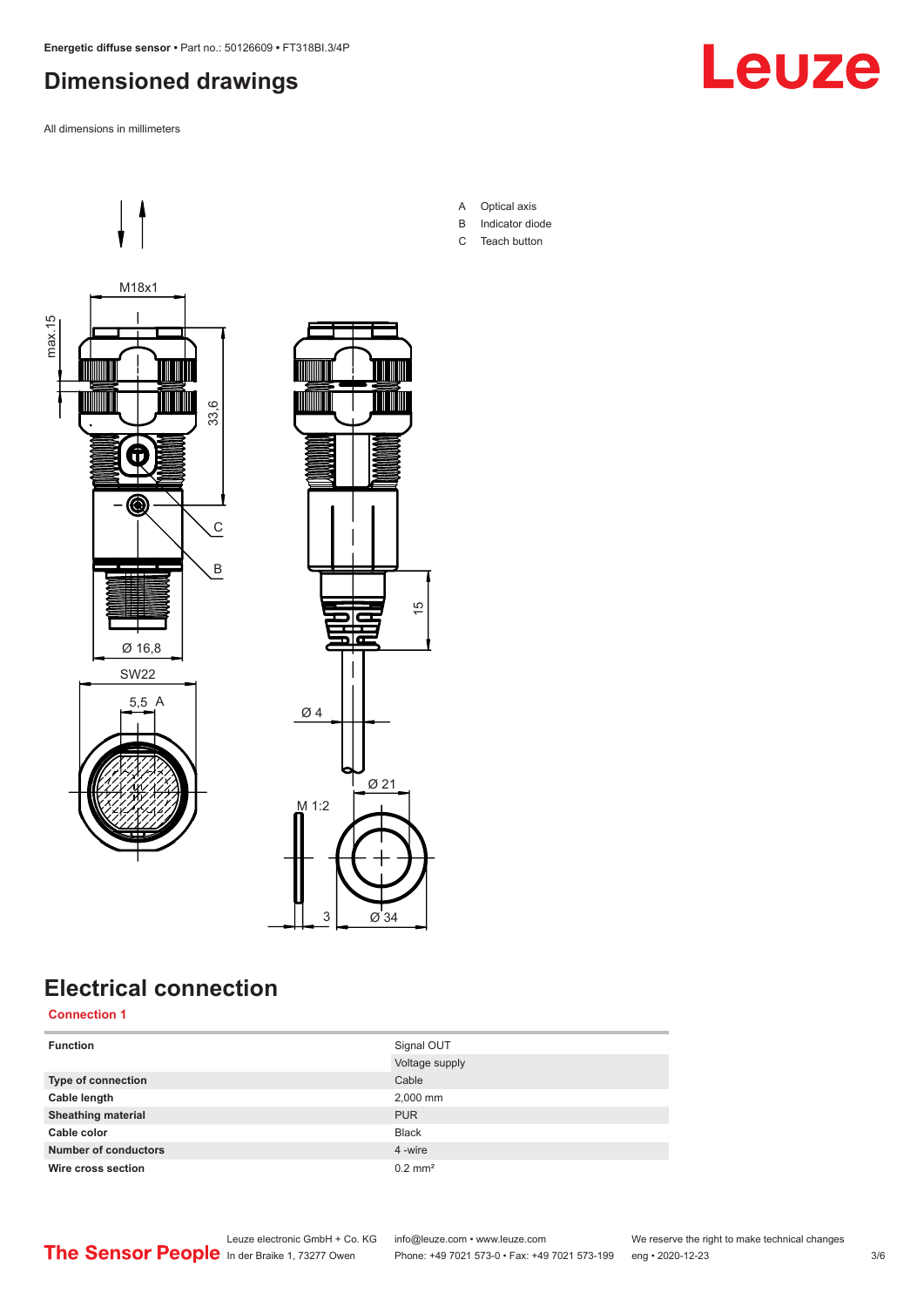## Dimensioned drawings

All dimensions in millimeters

A Optical axis
B Indicator diode
C Teach button

## Electrical connection

**Connection 1**

| Function | Signal OUT |
|---|---|
| | Voltage supply |
| Type of connection | Cable |
| Cable length | 2,000 mm |
| Sheathing material | PUR |
| Cable color | Black |
| Number of conductors | 4 -wire |
| Wire cross section | 0.2 mm² |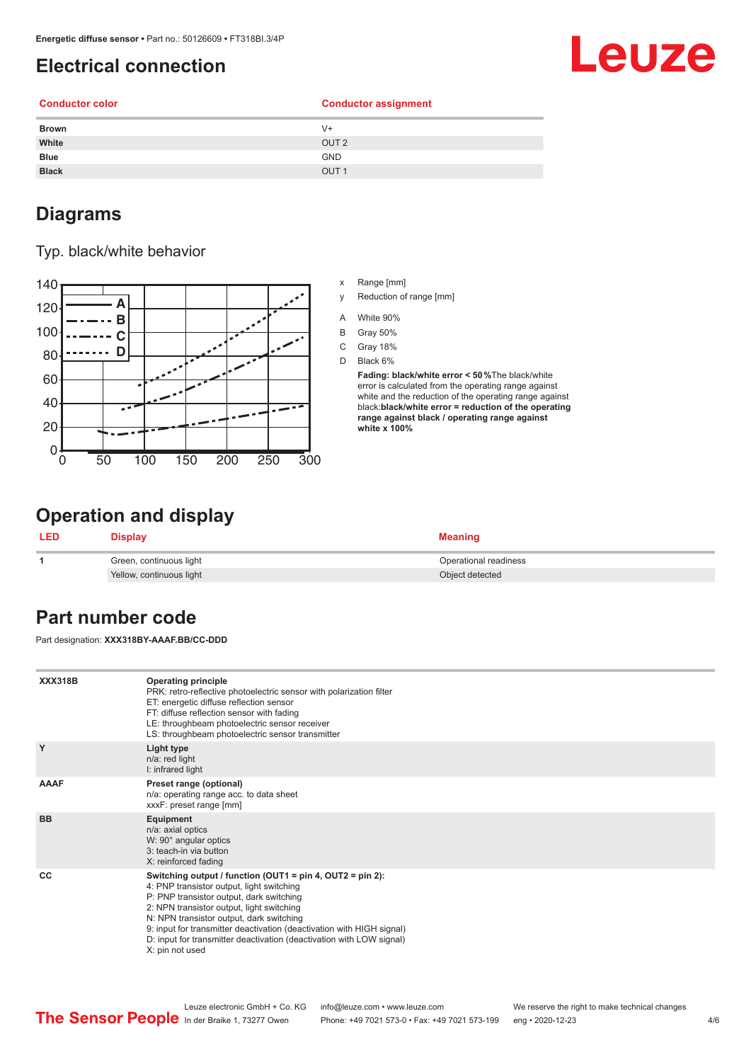# Electrical connection

| Conductor color | Conductor assignment |
|---|---|
| **Brown** | V+ |
| **White** | OUT 2 |
| **Blue** | GND |
| **Black** | OUT 1 |

# Diagrams

## Typ. black/white behavior

x Range [mm]

y Reduction of range [mm]

A White 90%

B Gray 50%

C Gray 18%

D Black 6%

**Fading: black/white error < 50 %**The black/white error is calculated from the operating range against white and the reduction of the operating range against black:**black/white error = reduction of the operating range against black / operating range against white x 100%**

# Operation and display

| LED | Display | Meaning |
|---|---|---|
| 1 | Green, continuous light | Operational readiness |
| | Yellow, continuous light | Object detected |

# Part number code

Part designation: **XXX318BY-AAAF.BB/CC-DDD**

| | |
|---|---|
| **XXX318B** | **Operating principle**<br>PRK: retro-reflective photoelectric sensor with polarization filter<br>ET: energetic diffuse reflection sensor<br>FT: diffuse reflection sensor with fading<br>LE: throughbeam photoelectric sensor receiver<br>LS: throughbeam photoelectric sensor transmitter |
| **Y** | **Light type**<br>n/a: red light<br>I: infrared light |
| **AAAF** | **Preset range (optional)**<br>n/a: operating range acc. to data sheet<br>xxxF: preset range [mm] |
| **BB** | **Equipment**<br>n/a: axial optics<br>W: 90° angular optics<br>3: teach-in via button<br>X: reinforced fading |
| **CC** | **Switching output / function (OUT1 = pin 4, OUT2 = pin 2):**<br>4: PNP transistor output, light switching<br>P: PNP transistor output, dark switching<br>2: NPN transistor output, light switching<br>N: NPN transistor output, dark switching<br>9: input for transmitter deactivation (deactivation with HIGH signal)<br>D: input for transmitter deactivation (deactivation with LOW signal)<br>X: pin not used |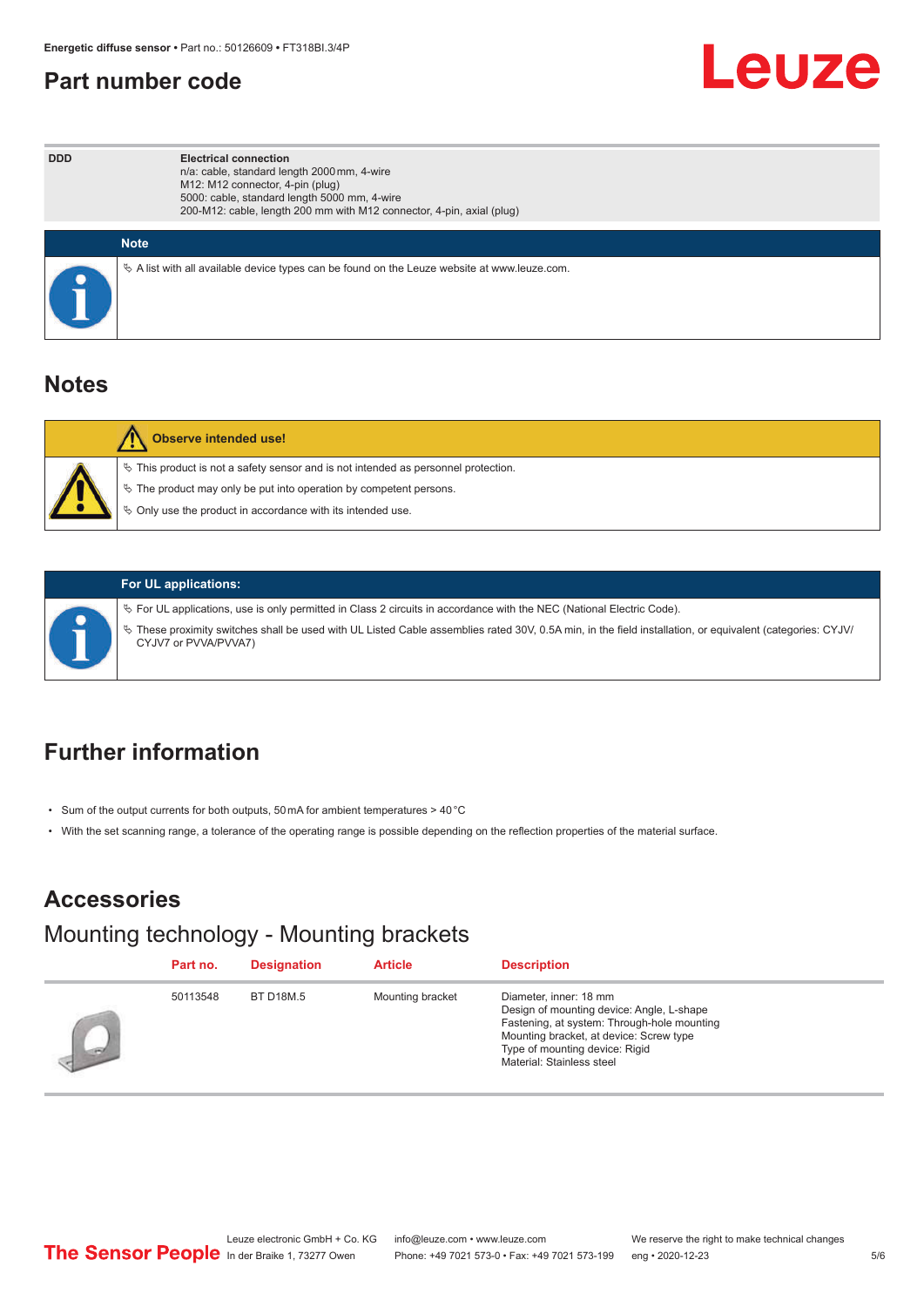## Part number code

| DDD | Electrical connection<br>n/a: cable, standard length 2000 mm, 4-wire<br>M12: M12 connector, 4-pin (plug)<br>5000: cable, standard length 5000 mm, 4-wire<br>200-M12: cable, length 200 mm with M12 connector, 4-pin, axial (plug) |
|---|---|

**Note**

- A list with all available device types can be found on the Leuze website at www.leuze.com.

## Notes

**Observe intended use!**

- This product is not a safety sensor and is not intended as personnel protection.
- The product may only be put into operation by competent persons.
- Only use the product in accordance with its intended use.

**For UL applications:**

- For UL applications, use is only permitted in Class 2 circuits in accordance with the NEC (National Electric Code).
- These proximity switches shall be used with UL Listed Cable assemblies rated 30V, 0.5A min, in the field installation, or equivalent (categories: CYJV/CYJV7 or PVVA/PVVA7)

## Further information

- Sum of the output currents for both outputs, 50 mA for ambient temperatures > 40 °C
- With the set scanning range, a tolerance of the operating range is possible depending on the reflection properties of the material surface.

## Accessories

### Mounting technology - Mounting brackets

| | Part no. | Designation | Article | Description |
|---|---|---|---|---|
| | 50113548 | BT D18M.5 | Mounting bracket | Diameter, inner: 18 mm<br>Design of mounting device: Angle, L-shape<br>Fastening, at system: Through-hole mounting<br>Mounting bracket, at device: Screw type<br>Type of mounting device: Rigid<br>Material: Stainless steel |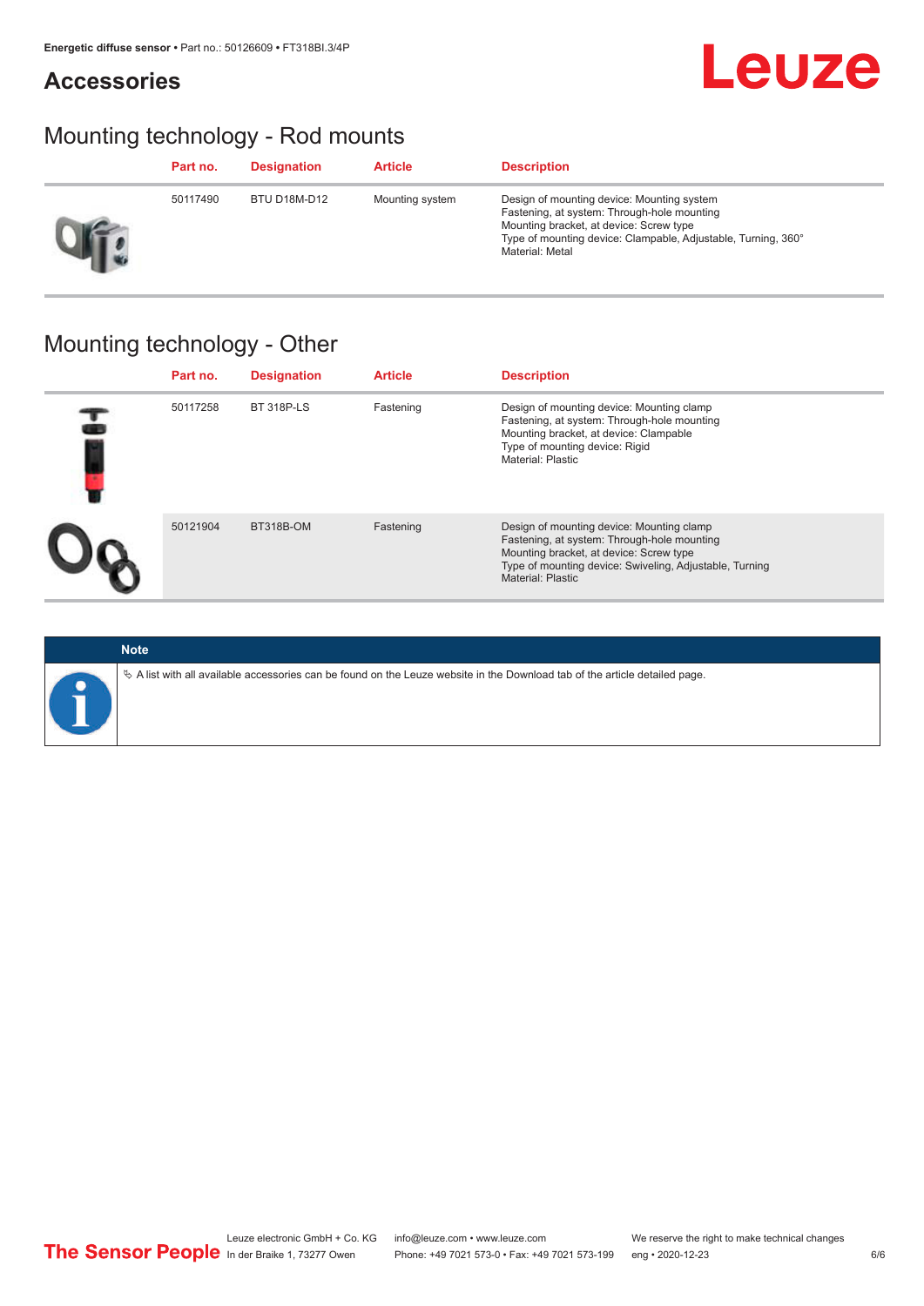## Accessories

### Mounting technology - Rod mounts

| | Part no. | Designation | Article | Description |
|---|---|---|---|---|
| | 50117490 | BTU D18M-D12 | Mounting system | Design of mounting device: Mounting system<br>Fastening, at system: Through-hole mounting<br>Mounting bracket, at device: Screw type<br>Type of mounting device: Clampable, Adjustable, Turning, 360°<br>Material: Metal |

### Mounting technology - Other

| | Part no. | Designation | Article | Description |
|---|---|---|---|---|
| | 50117258 | BT 318P-LS | Fastening | Design of mounting device: Mounting clamp<br>Fastening, at system: Through-hole mounting<br>Mounting bracket, at device: Clampable<br>Type of mounting device: Rigid<br>Material: Plastic |
| | 50121904 | BT318B-OM | Fastening | Design of mounting device: Mounting clamp<br>Fastening, at system: Through-hole mounting<br>Mounting bracket, at device: Screw type<br>Type of mounting device: Swiveling, Adjustable, Turning<br>Material: Plastic |

**Note**

↳ A list with all available accessories can be found on the Leuze website in the Download tab of the article detailed page.